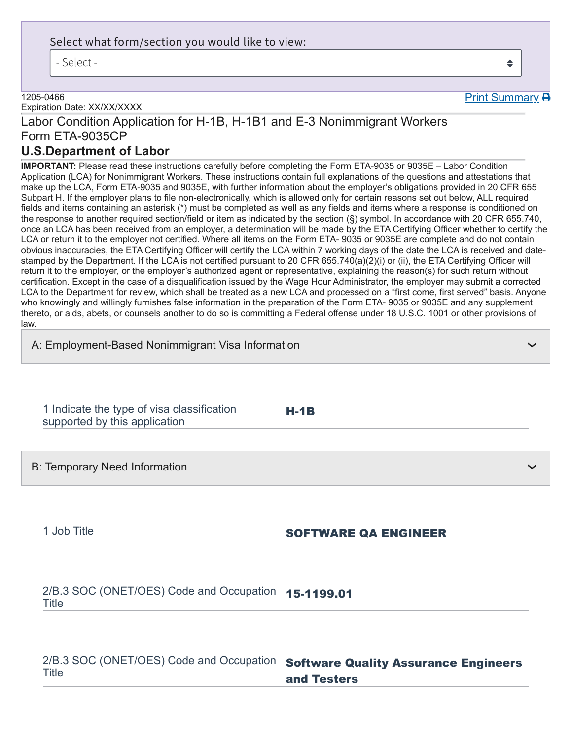Select what form/section you would like to view:

- Select -

1205-0466
Expiration Date: XX/XX/XXXX

Print Summary

# Labor Condition Application for H-1B, H-1B1 and E-3 Nonimmigrant Workers
## Form ETA-9035CP
## U.S.Department of Labor

**IMPORTANT:** Please read these instructions carefully before completing the Form ETA-9035 or 9035E – Labor Condition Application (LCA) for Nonimmigrant Workers. These instructions contain full explanations of the questions and attestations that make up the LCA, Form ETA-9035 and 9035E, with further information about the employer's obligations provided in 20 CFR 655 Subpart H. If the employer plans to file non-electronically, which is allowed only for certain reasons set out below, ALL required fields and items containing an asterisk (*) must be completed as well as any fields and items where a response is conditioned on the response to another required section/field or item as indicated by the section (§) symbol. In accordance with 20 CFR 655.740, once an LCA has been received from an employer, a determination will be made by the ETA Certifying Officer whether to certify the LCA or return it to the employer not certified. Where all items on the Form ETA- 9035 or 9035E are complete and do not contain obvious inaccuracies, the ETA Certifying Officer will certify the LCA within 7 working days of the date the LCA is received and date-stamped by the Department. If the LCA is not certified pursuant to 20 CFR 655.740(a)(2)(i) or (ii), the ETA Certifying Officer will return it to the employer, or the employer's authorized agent or representative, explaining the reason(s) for such return without certification. Except in the case of a disqualification issued by the Wage Hour Administrator, the employer may submit a corrected LCA to the Department for review, which shall be treated as a new LCA and processed on a "first come, first served" basis. Anyone who knowingly and willingly furnishes false information in the preparation of the Form ETA- 9035 or 9035E and any supplement thereto, or aids, abets, or counsels another to do so is committing a Federal offense under 18 U.S.C. 1001 or other provisions of law.

### A: Employment-Based Nonimmigrant Visa Information

| | |
|---|---|
| 1 Indicate the type of visa classification supported by this application | **H-1B** |

### B: Temporary Need Information

| | |
|---|---|
| 1 Job Title | **SOFTWARE QA ENGINEER** |
| 2/B.3 SOC (ONET/OES) Code and Occupation Title | **15-1199.01** |
| 2/B.3 SOC (ONET/OES) Code and Occupation Title | **Software Quality Assurance Engineers and Testers** |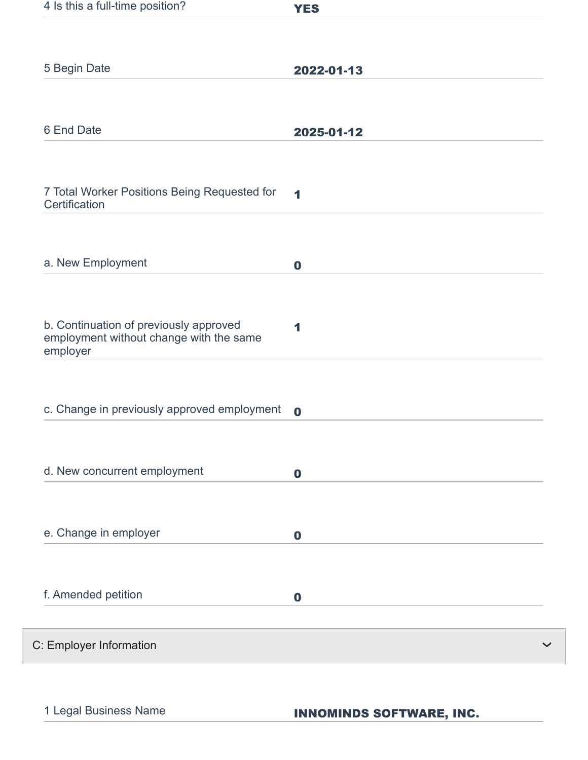| | |
|---|---|
| 4 Is this a full-time position? | **YES** |
| 5 Begin Date | **2022-01-13** |
| 6 End Date | **2025-01-12** |
| 7 Total Worker Positions Being Requested for Certification | **1** |
| a. New Employment | **0** |
| b. Continuation of previously approved employment without change with the same employer | **1** |
| c. Change in previously approved employment | **0** |
| d. New concurrent employment | **0** |
| e. Change in employer | **0** |
| f. Amended petition | **0** |

## C: Employer Information

| | |
|---|---|
| 1 Legal Business Name | **INNOMINDS SOFTWARE, INC.** |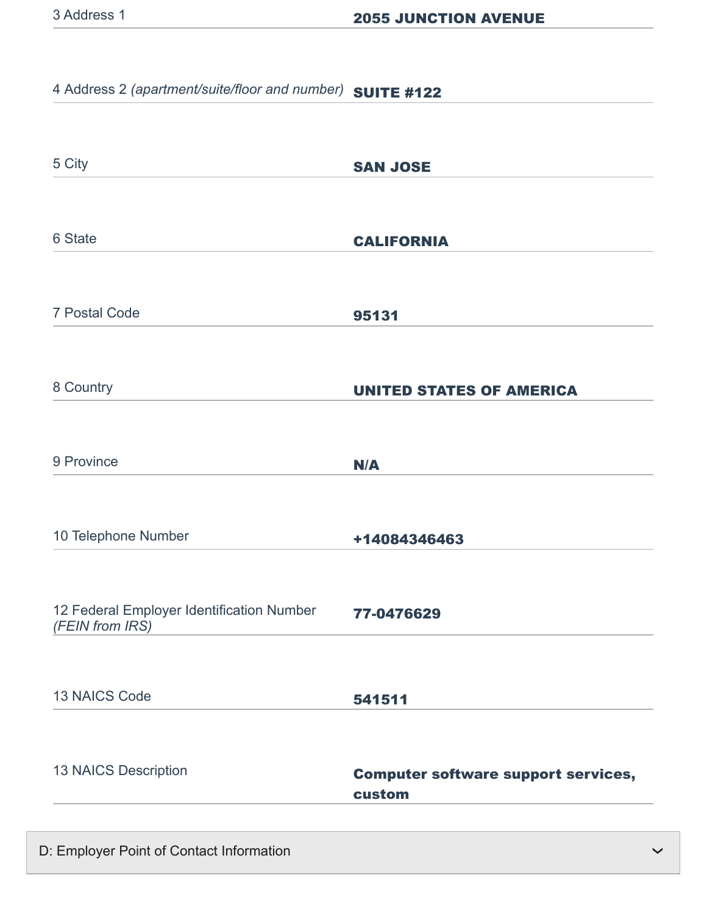| Field | Value |
| --- | --- |
| 3 Address 1 | **2055 JUNCTION AVENUE** |
| 4 Address 2 *(apartment/suite/floor and number)* | **SUITE #122** |
| 5 City | **SAN JOSE** |
| 6 State | **CALIFORNIA** |
| 7 Postal Code | **95131** |
| 8 Country | **UNITED STATES OF AMERICA** |
| 9 Province | **N/A** |
| 10 Telephone Number | **+14084346463** |
| 12 Federal Employer Identification Number *(FEIN from IRS)* | **77-0476629** |
| 13 NAICS Code | **541511** |
| 13 NAICS Description | **Computer software support services, custom** |

## D: Employer Point of Contact Information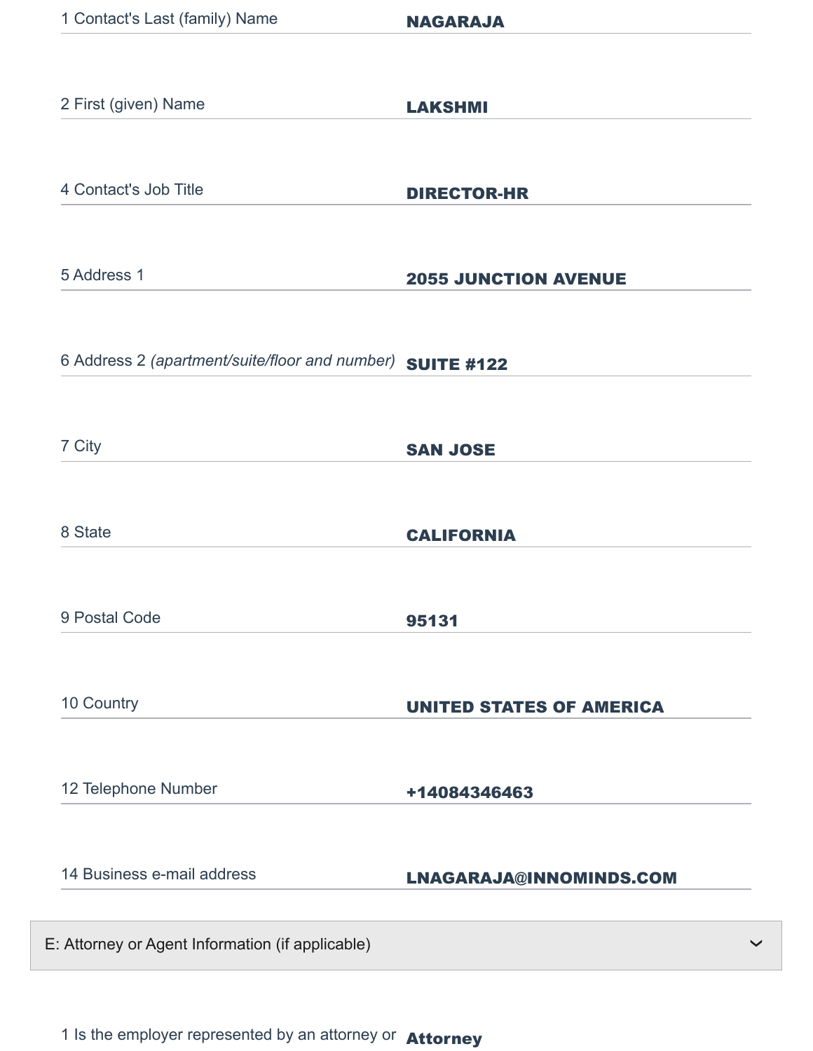| Field | Value |
| --- | --- |
| 1 Contact's Last (family) Name | **NAGARAJA** |
| 2 First (given) Name | **LAKSHMI** |
| 4 Contact's Job Title | **DIRECTOR-HR** |
| 5 Address 1 | **2055 JUNCTION AVENUE** |
| 6 Address 2 *(apartment/suite/floor and number)* | **SUITE #122** |
| 7 City | **SAN JOSE** |
| 8 State | **CALIFORNIA** |
| 9 Postal Code | **95131** |
| 10 Country | **UNITED STATES OF AMERICA** |
| 12 Telephone Number | **+14084346463** |
| 14 Business e-mail address | **LNAGARAJA@INNOMINDS.COM** |

## E: Attorney or Agent Information (if applicable)

| Field | Value |
| --- | --- |
| 1 Is the employer represented by an attorney or | **Attorney** |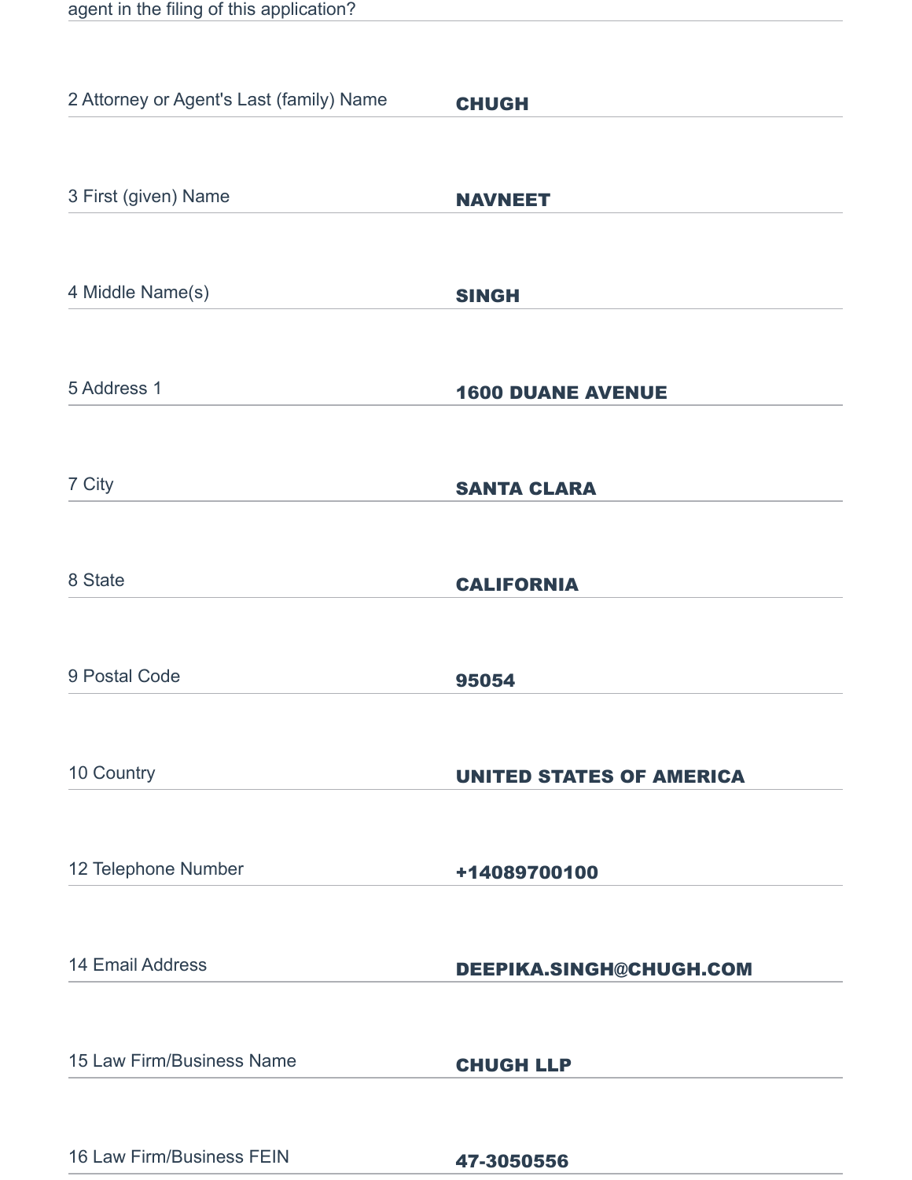agent in the filing of this application?

| | |
|---|---|
| 2 Attorney or Agent's Last (family) Name | **CHUGH** |
| 3 First (given) Name | **NAVNEET** |
| 4 Middle Name(s) | **SINGH** |
| 5 Address 1 | **1600 DUANE AVENUE** |
| 7 City | **SANTA CLARA** |
| 8 State | **CALIFORNIA** |
| 9 Postal Code | **95054** |
| 10 Country | **UNITED STATES OF AMERICA** |
| 12 Telephone Number | **+14089700100** |
| 14 Email Address | **DEEPIKA.SINGH@CHUGH.COM** |
| 15 Law Firm/Business Name | **CHUGH LLP** |
| 16 Law Firm/Business FEIN | **47-3050556** |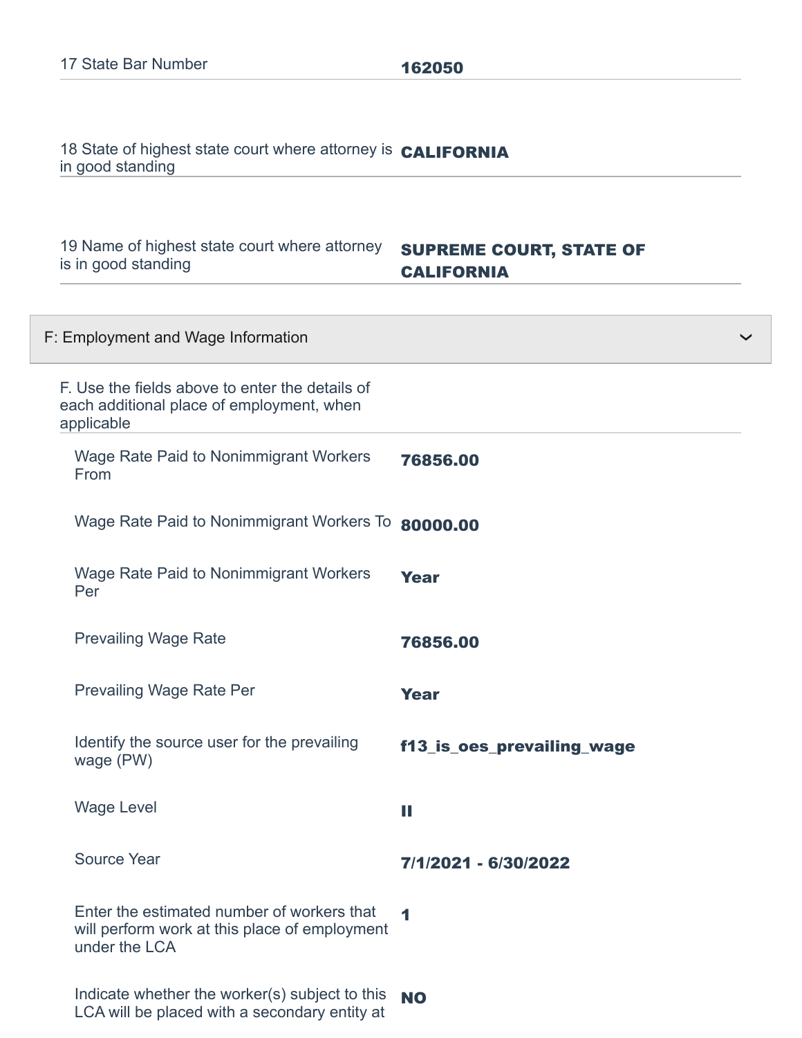| | |
|---|---|
| 17 State Bar Number | **162050** |
| 18 State of highest state court where attorney is in good standing | **CALIFORNIA** |
| 19 Name of highest state court where attorney is in good standing | **SUPREME COURT, STATE OF CALIFORNIA** |

## F: Employment and Wage Information

| | |
|---|---|
| F. Use the fields above to enter the details of each additional place of employment, when applicable | |
| Wage Rate Paid to Nonimmigrant Workers From | **76856.00** |
| Wage Rate Paid to Nonimmigrant Workers To | **80000.00** |
| Wage Rate Paid to Nonimmigrant Workers Per | **Year** |
| Prevailing Wage Rate | **76856.00** |
| Prevailing Wage Rate Per | **Year** |
| Identify the source user for the prevailing wage (PW) | **f13_is_oes_prevailing_wage** |
| Wage Level | **II** |
| Source Year | **7/1/2021 - 6/30/2022** |
| Enter the estimated number of workers that will perform work at this place of employment under the LCA | **1** |
| Indicate whether the worker(s) subject to this LCA will be placed with a secondary entity at | **NO** |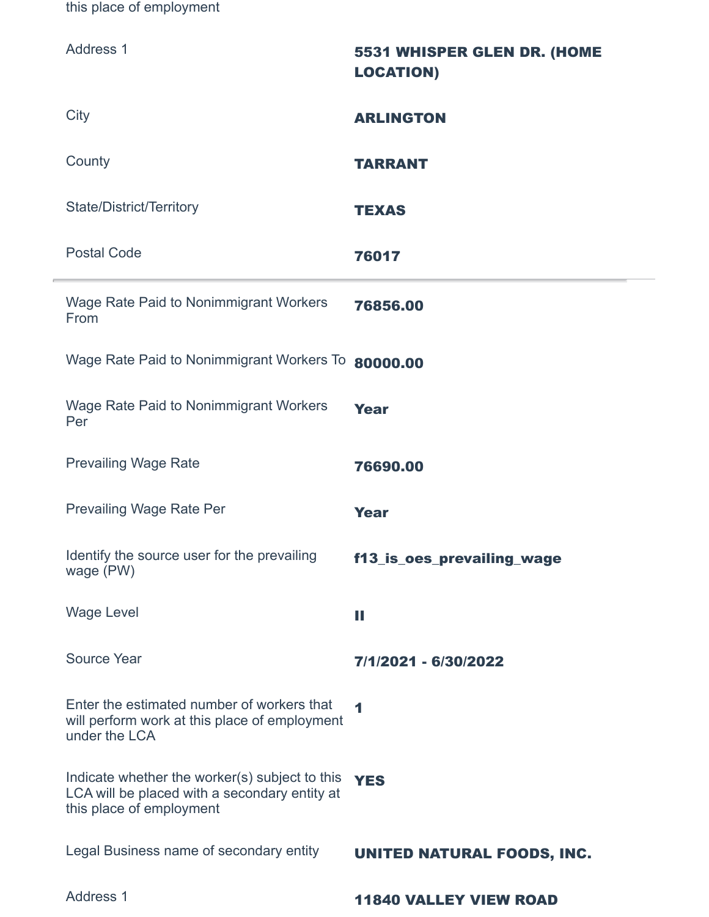this place of employment

| | |
|---|---|
| Address 1 | **5531 WHISPER GLEN DR. (HOME LOCATION)** |
| City | **ARLINGTON** |
| County | **TARRANT** |
| State/District/Territory | **TEXAS** |
| Postal Code | **76017** |

---

| | |
|---|---|
| Wage Rate Paid to Nonimmigrant Workers From | **76856.00** |
| Wage Rate Paid to Nonimmigrant Workers To | **80000.00** |
| Wage Rate Paid to Nonimmigrant Workers Per | **Year** |
| Prevailing Wage Rate | **76690.00** |
| Prevailing Wage Rate Per | **Year** |
| Identify the source user for the prevailing wage (PW) | **f13_is_oes_prevailing_wage** |
| Wage Level | **II** |
| Source Year | **7/1/2021 - 6/30/2022** |
| Enter the estimated number of workers that will perform work at this place of employment under the LCA | **1** |
| Indicate whether the worker(s) subject to this LCA will be placed with a secondary entity at this place of employment | **YES** |
| Legal Business name of secondary entity | **UNITED NATURAL FOODS, INC.** |
| Address 1 | **11840 VALLEY VIEW ROAD** |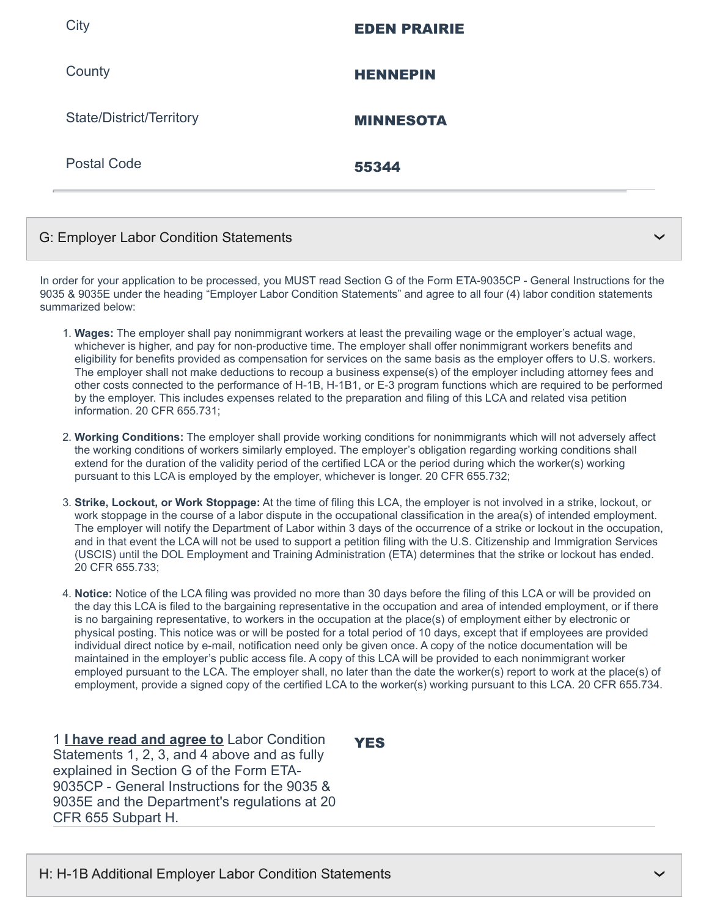| | |
|---|---|
| City | **EDEN PRAIRIE** |
| County | **HENNEPIN** |
| State/District/Territory | **MINNESOTA** |
| Postal Code | **55344** |

## G: Employer Labor Condition Statements

In order for your application to be processed, you MUST read Section G of the Form ETA-9035CP - General Instructions for the 9035 & 9035E under the heading "Employer Labor Condition Statements" and agree to all four (4) labor condition statements summarized below:

1. **Wages:** The employer shall pay nonimmigrant workers at least the prevailing wage or the employer's actual wage, whichever is higher, and pay for non-productive time. The employer shall offer nonimmigrant workers benefits and eligibility for benefits provided as compensation for services on the same basis as the employer offers to U.S. workers. The employer shall not make deductions to recoup a business expense(s) of the employer including attorney fees and other costs connected to the performance of H-1B, H-1B1, or E-3 program functions which are required to be performed by the employer. This includes expenses related to the preparation and filing of this LCA and related visa petition information. 20 CFR 655.731;

2. **Working Conditions:** The employer shall provide working conditions for nonimmigrants which will not adversely affect the working conditions of workers similarly employed. The employer's obligation regarding working conditions shall extend for the duration of the validity period of the certified LCA or the period during which the worker(s) working pursuant to this LCA is employed by the employer, whichever is longer. 20 CFR 655.732;

3. **Strike, Lockout, or Work Stoppage:** At the time of filing this LCA, the employer is not involved in a strike, lockout, or work stoppage in the course of a labor dispute in the occupational classification in the area(s) of intended employment. The employer will notify the Department of Labor within 3 days of the occurrence of a strike or lockout in the occupation, and in that event the LCA will not be used to support a petition filing with the U.S. Citizenship and Immigration Services (USCIS) until the DOL Employment and Training Administration (ETA) determines that the strike or lockout has ended. 20 CFR 655.733;

4. **Notice:** Notice of the LCA filing was provided no more than 30 days before the filing of this LCA or will be provided on the day this LCA is filed to the bargaining representative in the occupation and area of intended employment, or if there is no bargaining representative, to workers in the occupation at the place(s) of employment either by electronic or physical posting. This notice was or will be posted for a total period of 10 days, except that if employees are provided individual direct notice by e-mail, notification need only be given once. A copy of the notice documentation will be maintained in the employer's public access file. A copy of this LCA will be provided to each nonimmigrant worker employed pursuant to the LCA. The employer shall, no later than the date the worker(s) report to work at the place(s) of employment, provide a signed copy of the certified LCA to the worker(s) working pursuant to this LCA. 20 CFR 655.734.

| | |
|---|---|
| 1 **I have read and agree to** Labor Condition Statements 1, 2, 3, and 4 above and as fully explained in Section G of the Form ETA-9035CP - General Instructions for the 9035 & 9035E and the Department's regulations at 20 CFR 655 Subpart H. | **YES** |

## H: H-1B Additional Employer Labor Condition Statements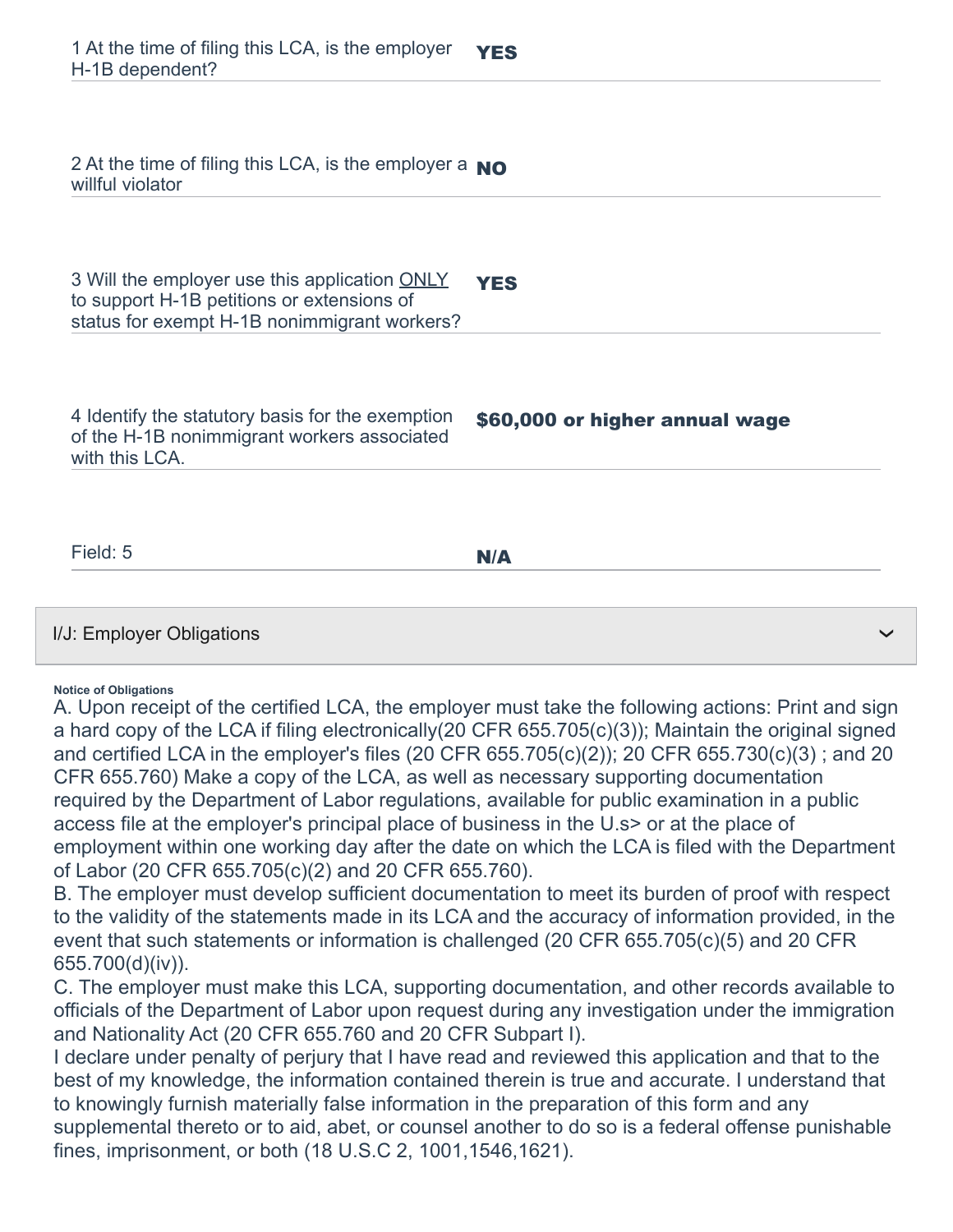| | |
|---|---|
| 1 At the time of filing this LCA, is the employer H-1B dependent? | **YES** |
| 2 At the time of filing this LCA, is the employer a willful violator | **NO** |
| 3 Will the employer use this application ONLY to support H-1B petitions or extensions of status for exempt H-1B nonimmigrant workers? | **YES** |
| 4 Identify the statutory basis for the exemption of the H-1B nonimmigrant workers associated with this LCA. | **$60,000 or higher annual wage** |
| Field: 5 | **N/A** |

## I/J: Employer Obligations

**Notice of Obligations**

A. Upon receipt of the certified LCA, the employer must take the following actions: Print and sign a hard copy of the LCA if filing electronically(20 CFR 655.705(c)(3)); Maintain the original signed and certified LCA in the employer's files (20 CFR 655.705(c)(2)); 20 CFR 655.730(c)(3) ; and 20 CFR 655.760) Make a copy of the LCA, as well as necessary supporting documentation required by the Department of Labor regulations, available for public examination in a public access file at the employer's principal place of business in the U.s> or at the place of employment within one working day after the date on which the LCA is filed with the Department of Labor (20 CFR 655.705(c)(2) and 20 CFR 655.760).

B. The employer must develop sufficient documentation to meet its burden of proof with respect to the validity of the statements made in its LCA and the accuracy of information provided, in the event that such statements or information is challenged (20 CFR 655.705(c)(5) and 20 CFR 655.700(d)(iv)).

C. The employer must make this LCA, supporting documentation, and other records available to officials of the Department of Labor upon request during any investigation under the immigration and Nationality Act (20 CFR 655.760 and 20 CFR Subpart I).

I declare under penalty of perjury that I have read and reviewed this application and that to the best of my knowledge, the information contained therein is true and accurate. I understand that to knowingly furnish materially false information in the preparation of this form and any supplemental thereto or to aid, abet, or counsel another to do so is a federal offense punishable fines, imprisonment, or both (18 U.S.C 2, 1001,1546,1621).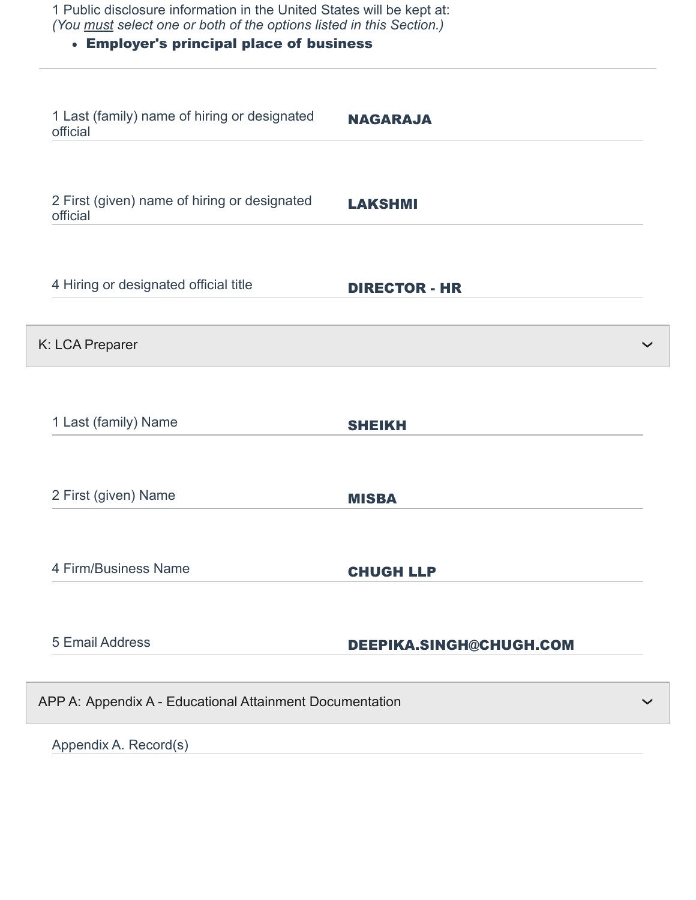1 Public disclosure information in the United States will be kept at:
*(You must select one or both of the options listed in this Section.)*

- **Employer's principal place of business**

---

| | |
|---|---|
| 1 Last (family) name of hiring or designated official | **NAGARAJA** |
| 2 First (given) name of hiring or designated official | **LAKSHMI** |
| 4 Hiring or designated official title | **DIRECTOR - HR** |

## K: LCA Preparer

| | |
|---|---|
| 1 Last (family) Name | **SHEIKH** |
| 2 First (given) Name | **MISBA** |
| 4 Firm/Business Name | **CHUGH LLP** |
| 5 Email Address | **DEEPIKA.SINGH@CHUGH.COM** |

## APP A: Appendix A - Educational Attainment Documentation

Appendix A. Record(s)